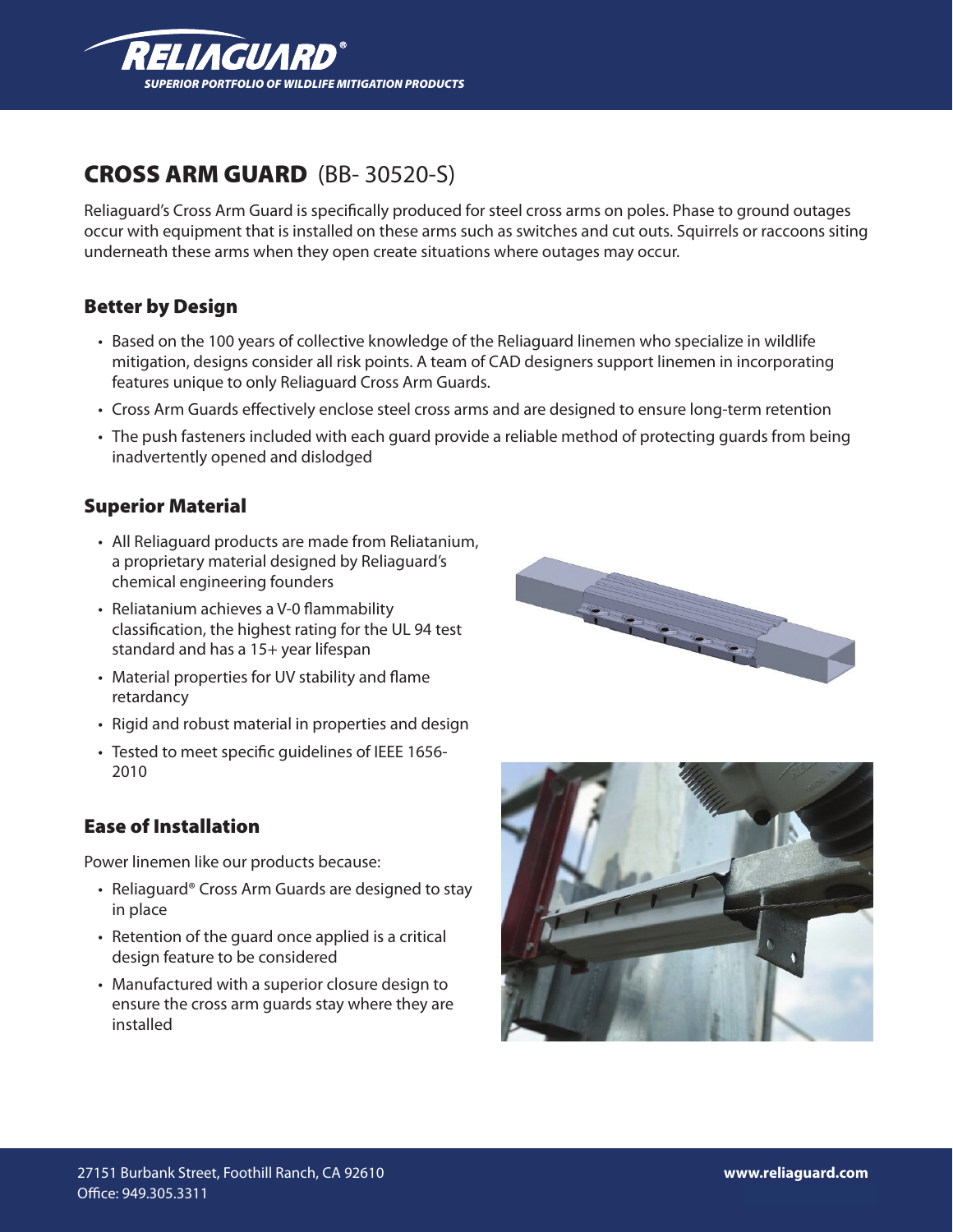# CROSS ARM GUARD (BB- 30520-S)

Reliaguard's Cross Arm Guard is specifically produced for steel cross arms on poles. Phase to ground outages occur with equipment that is installed on these arms such as switches and cut outs. Squirrels or raccoons siting underneath these arms when they open create situations where outages may occur.

## Better by Design

- Based on the 100 years of collective knowledge of the Reliaguard linemen who specialize in wildlife mitigation, designs consider all risk points. A team of CAD designers support linemen in incorporating features unique to only Reliaguard Cross Arm Guards.
- Cross Arm Guards effectively enclose steel cross arms and are designed to ensure long-term retention
- The push fasteners included with each guard provide a reliable method of protecting guards from being inadvertently opened and dislodged

## Superior Material

- All Reliaguard products are made from Reliatanium, a proprietary material designed by Reliaguard's chemical engineering founders
- Reliatanium achieves a V-0 flammability classification, the highest rating for the UL 94 test standard and has a 15+ year lifespan
- Material properties for UV stability and flame retardancy
- Rigid and robust material in properties and design
- Tested to meet specific guidelines of IEEE 1656-2010

## Ease of Installation

Power linemen like our products because:

- Reliaguard® Cross Arm Guards are designed to stay in place
- Retention of the guard once applied is a critical design feature to be considered
- Manufactured with a superior closure design to ensure the cross arm guards stay where they are installed

27151 Burbank Street, Foothill Ranch, CA 92610
Office: 949.305.3311

www.reliaguard.com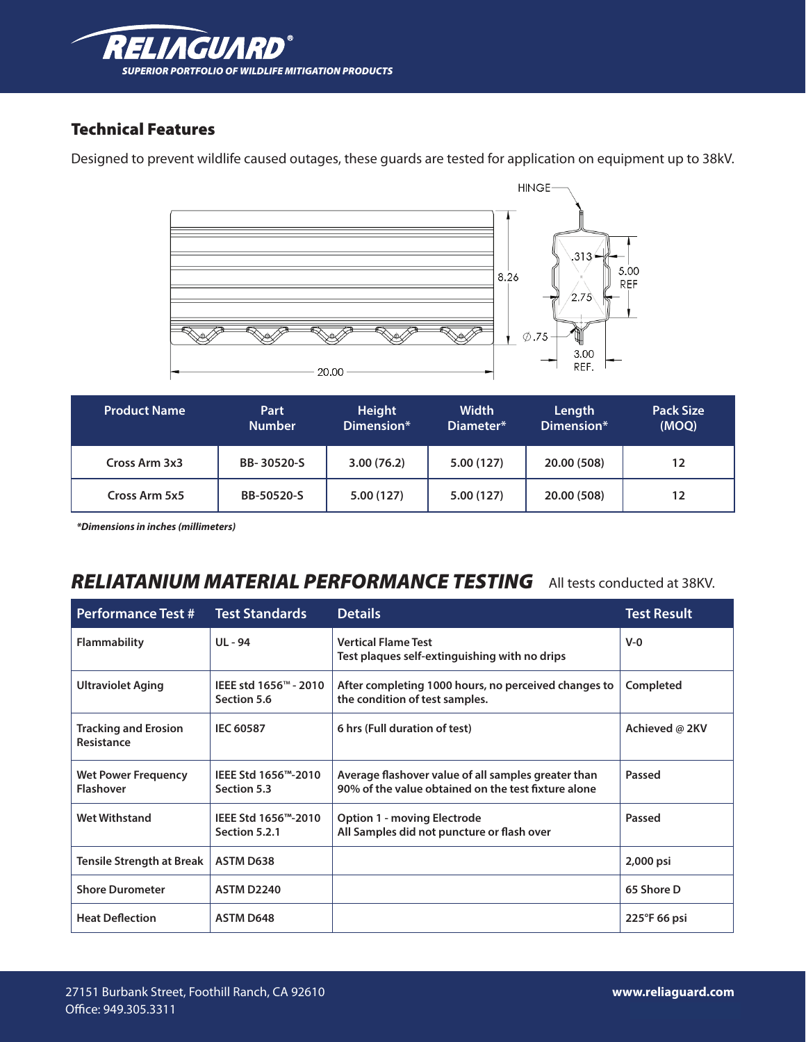## Technical Features

Designed to prevent wildlife caused outages, these guards are tested for application on equipment up to 38kV.

HINGE

.313

5.00 REF

8.26

2.75

∅.75

3.00 REF.

20.00

| Product Name | Part Number | Height Dimension* | Width Diameter* | Length Dimension* | Pack Size (MOQ) |
|---|---|---|---|---|---|
| Cross Arm 3x3 | BB- 30520-S | 3.00 (76.2) | 5.00 (127) | 20.00 (508) | 12 |
| Cross Arm 5x5 | BB-50520-S | 5.00 (127) | 5.00 (127) | 20.00 (508) | 12 |

***Dimensions in inches (millimeters)***

## *RELIATANIUM MATERIAL PERFORMANCE TESTING* All tests conducted at 38KV.

| Performance Test # | Test Standards | Details | Test Result |
|---|---|---|---|
| Flammability | UL - 94 | Vertical Flame Test<br>Test plaques self-extinguishing with no drips | V-0 |
| Ultraviolet Aging | IEEE std 1656™ - 2010 Section 5.6 | After completing 1000 hours, no perceived changes to the condition of test samples. | Completed |
| Tracking and Erosion Resistance | IEC 60587 | 6 hrs (Full duration of test) | Achieved @ 2KV |
| Wet Power Frequency Flashover | IEEE Std 1656™-2010 Section 5.3 | Average flashover value of all samples greater than 90% of the value obtained on the test fixture alone | Passed |
| Wet Withstand | IEEE Std 1656™-2010 Section 5.2.1 | Option 1 - moving Electrode<br>All Samples did not puncture or flash over | Passed |
| Tensile Strength at Break | ASTM D638 | | 2,000 psi |
| Shore Durometer | ASTM D2240 | | 65 Shore D |
| Heat Deflection | ASTM D648 | | 225°F 66 psi |

27151 Burbank Street, Foothill Ranch, CA 92610
Office: 949.305.3311

**www.reliaguard.com**